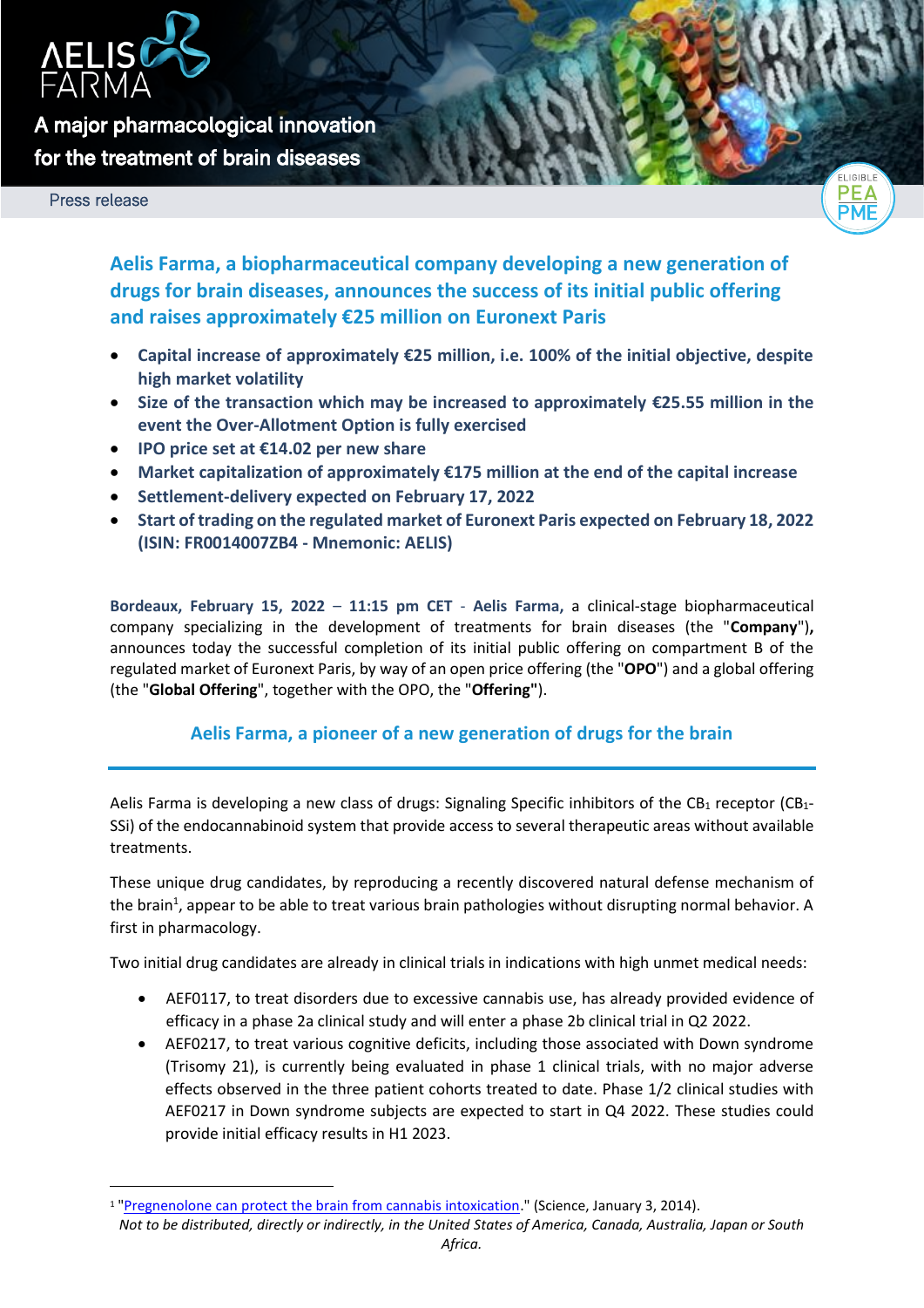A major pharmacological innovation for the treatment of brain diseases

Press release

# Aelis Farma, a biopharmaceutical company developing a new generation of drugs for brain diseases, announces the success of its initial public offering and raises approximately €25 million on Euronext Paris

- **Capital increase of approximately €25 million, i.e. 100% of the initial objective, despite high market volatility**
- **Size of the transaction which may be increased to approximately €25.55 million in the event the Over-Allotment Option is fully exercised**
- **IPO price set at €14.02 per new share**
- **Market capitalization of approximately €175 million at the end of the capital increase**
- **Settlement-delivery expected on February 17, 2022**
- **Start of trading on the regulated market of Euronext Paris expected on February 18, 2022 (ISIN: FR0014007ZB4 - Mnemonic: AELIS)**

**Bordeaux, February 15, 2022 – 11:15 pm CET** - **Aelis Farma,** a clinical-stage biopharmaceutical company specializing in the development of treatments for brain diseases (the "**Company**"), announces today the successful completion of its initial public offering on compartment B of the regulated market of Euronext Paris, by way of an open price offering (the "**OPO**") and a global offering (the "**Global Offering**", together with the OPO, the "**Offering"**).

## Aelis Farma, a pioneer of a new generation of drugs for the brain

Aelis Farma is developing a new class of drugs: Signaling Specific inhibitors of the $CB_1$ receptor ($CB_1$-SSi) of the endocannabinoid system that provide access to several therapeutic areas without available treatments.

These unique drug candidates, by reproducing a recently discovered natural defense mechanism of the brain[1], appear to be able to treat various brain pathologies without disrupting normal behavior. A first in pharmacology.

Two initial drug candidates are already in clinical trials in indications with high unmet medical needs:

- AEF0117, to treat disorders due to excessive cannabis use, has already provided evidence of efficacy in a phase 2a clinical study and will enter a phase 2b clinical trial in Q2 2022.
- AEF0217, to treat various cognitive deficits, including those associated with Down syndrome (Trisomy 21), is currently being evaluated in phase 1 clinical trials, with no major adverse effects observed in the three patient cohorts treated to date. Phase 1/2 clinical studies with AEF0217 in Down syndrome subjects are expected to start in Q4 2022. These studies could provide initial efficacy results in H1 2023.

[1] "Pregnenolone can protect the brain from cannabis intoxication." (Science, January 3, 2014).

*Not to be distributed, directly or indirectly, in the United States of America, Canada, Australia, Japan or South Africa.*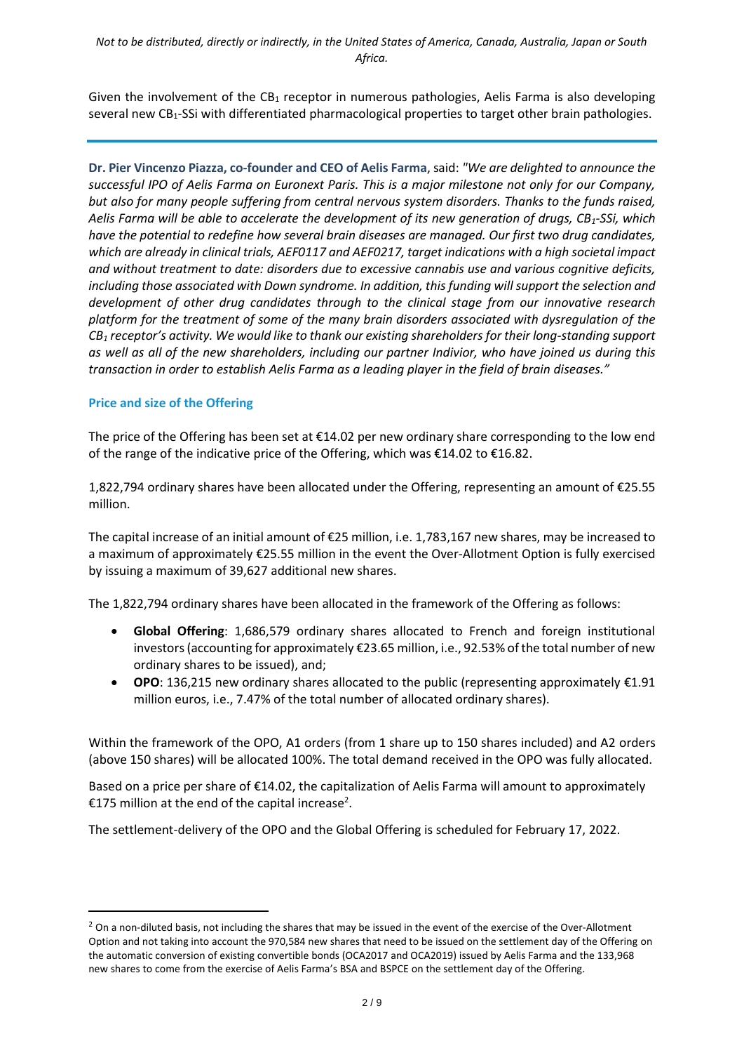*Not to be distributed, directly or indirectly, in the United States of America, Canada, Australia, Japan or South Africa.*

Given the involvement of the $CB_1$ receptor in numerous pathologies, Aelis Farma is also developing several new $CB_1$-SSi with differentiated pharmacological properties to target other brain pathologies.

---

**Dr. Pier Vincenzo Piazza, co-founder and CEO of Aelis Farma**, said: *"We are delighted to announce the successful IPO of Aelis Farma on Euronext Paris. This is a major milestone not only for our Company, but also for many people suffering from central nervous system disorders. Thanks to the funds raised, Aelis Farma will be able to accelerate the development of its new generation of drugs, $CB_1$-SSi, which have the potential to redefine how several brain diseases are managed. Our first two drug candidates, which are already in clinical trials, AEF0117 and AEF0217, target indications with a high societal impact and without treatment to date: disorders due to excessive cannabis use and various cognitive deficits, including those associated with Down syndrome. In addition, this funding will support the selection and development of other drug candidates through to the clinical stage from our innovative research platform for the treatment of some of the many brain disorders associated with dysregulation of the $CB_1$ receptor's activity. We would like to thank our existing shareholders for their long-standing support as well as all of the new shareholders, including our partner Indivior, who have joined us during this transaction in order to establish Aelis Farma as a leading player in the field of brain diseases."*

## Price and size of the Offering

The price of the Offering has been set at €14.02 per new ordinary share corresponding to the low end of the range of the indicative price of the Offering, which was €14.02 to €16.82.

1,822,794 ordinary shares have been allocated under the Offering, representing an amount of €25.55 million.

The capital increase of an initial amount of €25 million, i.e. 1,783,167 new shares, may be increased to a maximum of approximately €25.55 million in the event the Over-Allotment Option is fully exercised by issuing a maximum of 39,627 additional new shares.

The 1,822,794 ordinary shares have been allocated in the framework of the Offering as follows:

- **Global Offering**: 1,686,579 ordinary shares allocated to French and foreign institutional investors (accounting for approximately €23.65 million, i.e., 92.53% of the total number of new ordinary shares to be issued), and;
- **OPO**: 136,215 new ordinary shares allocated to the public (representing approximately €1.91 million euros, i.e., 7.47% of the total number of allocated ordinary shares).

Within the framework of the OPO, A1 orders (from 1 share up to 150 shares included) and A2 orders (above 150 shares) will be allocated 100%. The total demand received in the OPO was fully allocated.

Based on a price per share of €14.02, the capitalization of Aelis Farma will amount to approximately €175 million at the end of the capital increase[2].

The settlement-delivery of the OPO and the Global Offering is scheduled for February 17, 2022.

---

[2] On a non-diluted basis, not including the shares that may be issued in the event of the exercise of the Over-Allotment Option and not taking into account the 970,584 new shares that need to be issued on the settlement day of the Offering on the automatic conversion of existing convertible bonds (OCA2017 and OCA2019) issued by Aelis Farma and the 133,968 new shares to come from the exercise of Aelis Farma's BSA and BSPCE on the settlement day of the Offering.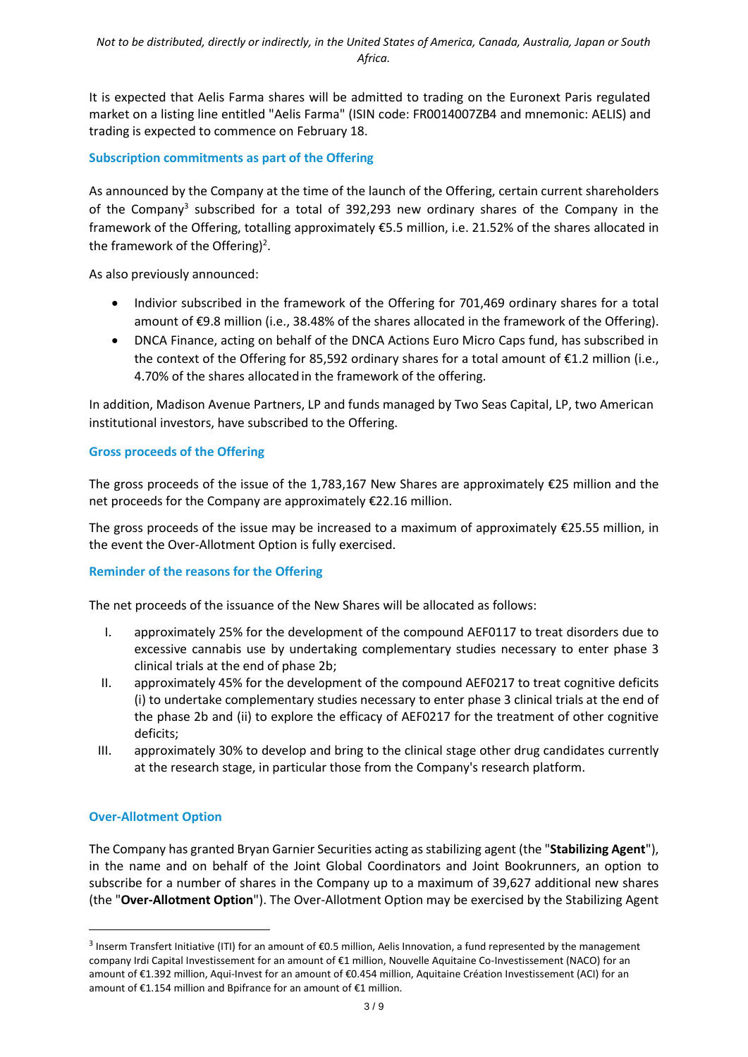It is expected that Aelis Farma shares will be admitted to trading on the Euronext Paris regulated market on a listing line entitled "Aelis Farma" (ISIN code: FR0014007ZB4 and mnemonic: AELIS) and trading is expected to commence on February 18.

## Subscription commitments as part of the Offering

As announced by the Company at the time of the launch of the Offering, certain current shareholders of the Company[3] subscribed for a total of 392,293 new ordinary shares of the Company in the framework of the Offering, totalling approximately €5.5 million, i.e. 21.52% of the shares allocated in the framework of the Offering)[2].

As also previously announced:

- Indivior subscribed in the framework of the Offering for 701,469 ordinary shares for a total amount of €9.8 million (i.e., 38.48% of the shares allocated in the framework of the Offering).
- DNCA Finance, acting on behalf of the DNCA Actions Euro Micro Caps fund, has subscribed in the context of the Offering for 85,592 ordinary shares for a total amount of €1.2 million (i.e., 4.70% of the shares allocated in the framework of the offering.

In addition, Madison Avenue Partners, LP and funds managed by Two Seas Capital, LP, two American institutional investors, have subscribed to the Offering.

## Gross proceeds of the Offering

The gross proceeds of the issue of the 1,783,167 New Shares are approximately €25 million and the net proceeds for the Company are approximately €22.16 million.

The gross proceeds of the issue may be increased to a maximum of approximately €25.55 million, in the event the Over-Allotment Option is fully exercised.

## Reminder of the reasons for the Offering

The net proceeds of the issuance of the New Shares will be allocated as follows:

I. approximately 25% for the development of the compound AEF0117 to treat disorders due to excessive cannabis use by undertaking complementary studies necessary to enter phase 3 clinical trials at the end of phase 2b;
II. approximately 45% for the development of the compound AEF0217 to treat cognitive deficits (i) to undertake complementary studies necessary to enter phase 3 clinical trials at the end of the phase 2b and (ii) to explore the efficacy of AEF0217 for the treatment of other cognitive deficits;
III. approximately 30% to develop and bring to the clinical stage other drug candidates currently at the research stage, in particular those from the Company's research platform.

## Over-Allotment Option

The Company has granted Bryan Garnier Securities acting as stabilizing agent (the "**Stabilizing Agent**"), in the name and on behalf of the Joint Global Coordinators and Joint Bookrunners, an option to subscribe for a number of shares in the Company up to a maximum of 39,627 additional new shares (the "**Over-Allotment Option**"). The Over-Allotment Option may be exercised by the Stabilizing Agent

---

[3] Inserm Transfert Initiative (ITI) for an amount of €0.5 million, Aelis Innovation, a fund represented by the management company Irdi Capital Investissement for an amount of €1 million, Nouvelle Aquitaine Co-Investissement (NACO) for an amount of €1.392 million, Aqui-Invest for an amount of €0.454 million, Aquitaine Création Investissement (ACI) for an amount of €1.154 million and Bpifrance for an amount of €1 million.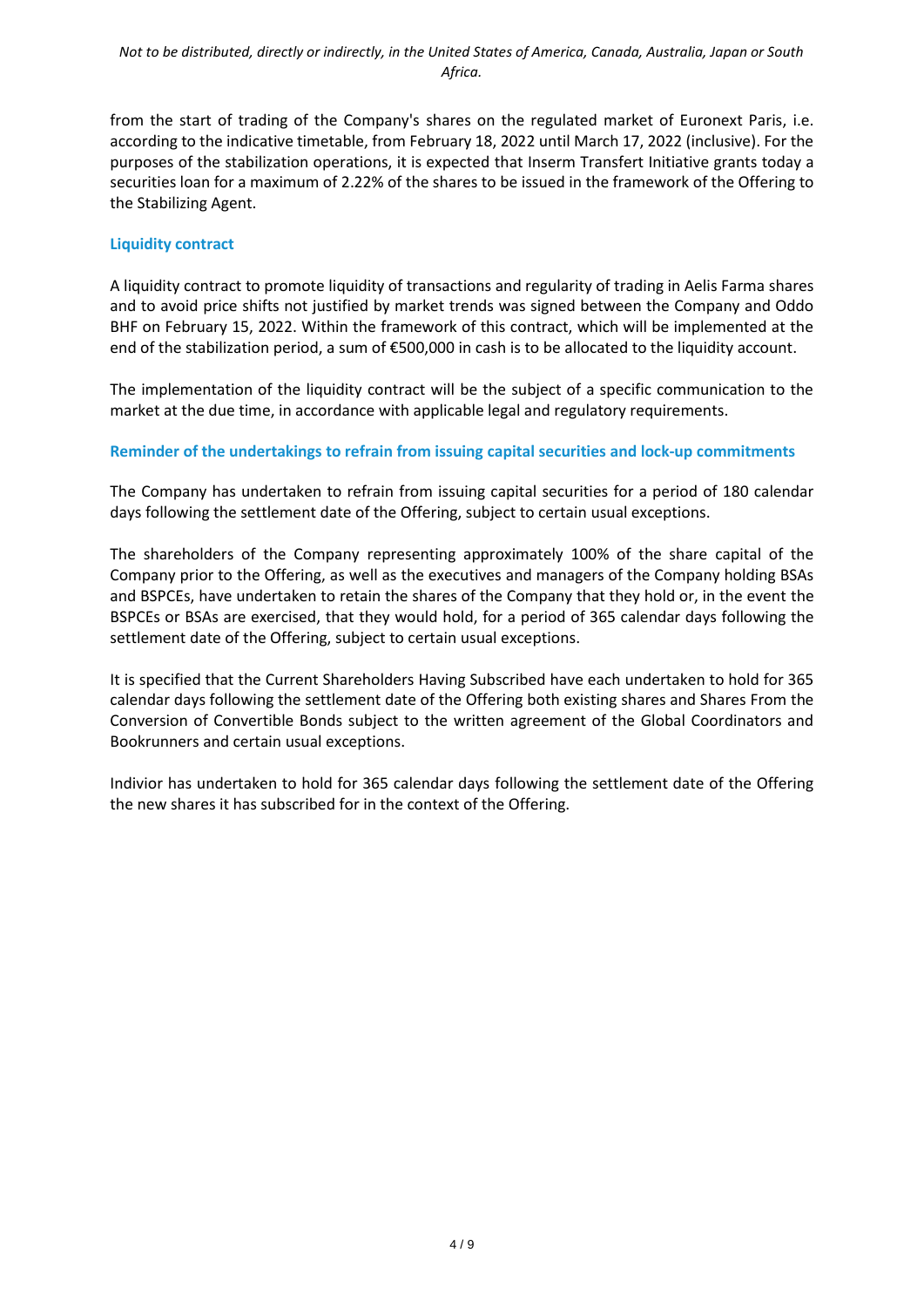from the start of trading of the Company's shares on the regulated market of Euronext Paris, i.e. according to the indicative timetable, from February 18, 2022 until March 17, 2022 (inclusive). For the purposes of the stabilization operations, it is expected that Inserm Transfert Initiative grants today a securities loan for a maximum of 2.22% of the shares to be issued in the framework of the Offering to the Stabilizing Agent.

### Liquidity contract

A liquidity contract to promote liquidity of transactions and regularity of trading in Aelis Farma shares and to avoid price shifts not justified by market trends was signed between the Company and Oddo BHF on February 15, 2022. Within the framework of this contract, which will be implemented at the end of the stabilization period, a sum of €500,000 in cash is to be allocated to the liquidity account.

The implementation of the liquidity contract will be the subject of a specific communication to the market at the due time, in accordance with applicable legal and regulatory requirements.

### Reminder of the undertakings to refrain from issuing capital securities and lock-up commitments

The Company has undertaken to refrain from issuing capital securities for a period of 180 calendar days following the settlement date of the Offering, subject to certain usual exceptions.

The shareholders of the Company representing approximately 100% of the share capital of the Company prior to the Offering, as well as the executives and managers of the Company holding BSAs and BSPCEs, have undertaken to retain the shares of the Company that they hold or, in the event the BSPCEs or BSAs are exercised, that they would hold, for a period of 365 calendar days following the settlement date of the Offering, subject to certain usual exceptions.

It is specified that the Current Shareholders Having Subscribed have each undertaken to hold for 365 calendar days following the settlement date of the Offering both existing shares and Shares From the Conversion of Convertible Bonds subject to the written agreement of the Global Coordinators and Bookrunners and certain usual exceptions.

Indivior has undertaken to hold for 365 calendar days following the settlement date of the Offering the new shares it has subscribed for in the context of the Offering.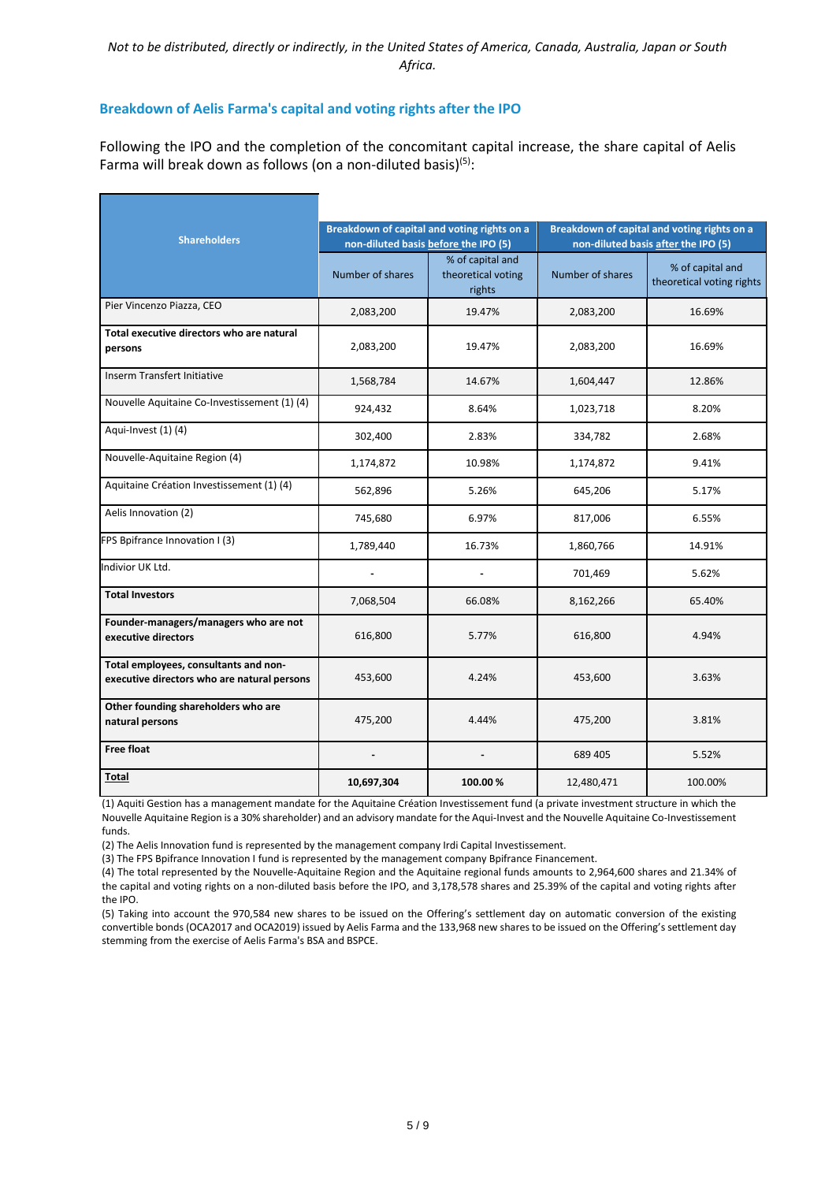*Not to be distributed, directly or indirectly, in the United States of America, Canada, Australia, Japan or South Africa.*

## Breakdown of Aelis Farma's capital and voting rights after the IPO

Following the IPO and the completion of the concomitant capital increase, the share capital of Aelis Farma will break down as follows (on a non-diluted basis)(5):

| Shareholders | Breakdown of capital and voting rights on a non-diluted basis before the IPO (5) | | Breakdown of capital and voting rights on a non-diluted basis after the IPO (5) | |
|---|---|---|---|---|
| | Number of shares | % of capital and theoretical voting rights | Number of shares | % of capital and theoretical voting rights |
| Pier Vincenzo Piazza, CEO | 2,083,200 | 19.47% | 2,083,200 | 16.69% |
| **Total executive directors who are natural persons** | 2,083,200 | 19.47% | 2,083,200 | 16.69% |
| Inserm Transfert Initiative | 1,568,784 | 14.67% | 1,604,447 | 12.86% |
| Nouvelle Aquitaine Co-Investissement (1) (4) | 924,432 | 8.64% | 1,023,718 | 8.20% |
| Aqui-Invest (1) (4) | 302,400 | 2.83% | 334,782 | 2.68% |
| Nouvelle-Aquitaine Region (4) | 1,174,872 | 10.98% | 1,174,872 | 9.41% |
| Aquitaine Création Investissement (1) (4) | 562,896 | 5.26% | 645,206 | 5.17% |
| Aelis Innovation (2) | 745,680 | 6.97% | 817,006 | 6.55% |
| FPS Bpifrance Innovation I (3) | 1,789,440 | 16.73% | 1,860,766 | 14.91% |
| Indivior UK Ltd. | - | - | 701,469 | 5.62% |
| **Total Investors** | 7,068,504 | 66.08% | 8,162,266 | 65.40% |
| **Founder-managers/managers who are not executive directors** | 616,800 | 5.77% | 616,800 | 4.94% |
| **Total employees, consultants and non-executive directors who are natural persons** | 453,600 | 4.24% | 453,600 | 3.63% |
| **Other founding shareholders who are natural persons** | 475,200 | 4.44% | 475,200 | 3.81% |
| **Free float** | - | - | 689 405 | 5.52% |
| **Total** | **10,697,304** | **100.00 %** | 12,480,471 | 100.00% |

(1) Aquiti Gestion has a management mandate for the Aquitaine Création Investissement fund (a private investment structure in which the Nouvelle Aquitaine Region is a 30% shareholder) and an advisory mandate for the Aqui-Invest and the Nouvelle Aquitaine Co-Investissement funds.

(2) The Aelis Innovation fund is represented by the management company Irdi Capital Investissement.

(3) The FPS Bpifrance Innovation I fund is represented by the management company Bpifrance Financement.

(4) The total represented by the Nouvelle-Aquitaine Region and the Aquitaine regional funds amounts to 2,964,600 shares and 21.34% of the capital and voting rights on a non-diluted basis before the IPO, and 3,178,578 shares and 25.39% of the capital and voting rights after the IPO.

(5) Taking into account the 970,584 new shares to be issued on the Offering's settlement day on automatic conversion of the existing convertible bonds (OCA2017 and OCA2019) issued by Aelis Farma and the 133,968 new shares to be issued on the Offering's settlement day stemming from the exercise of Aelis Farma's BSA and BSPCE.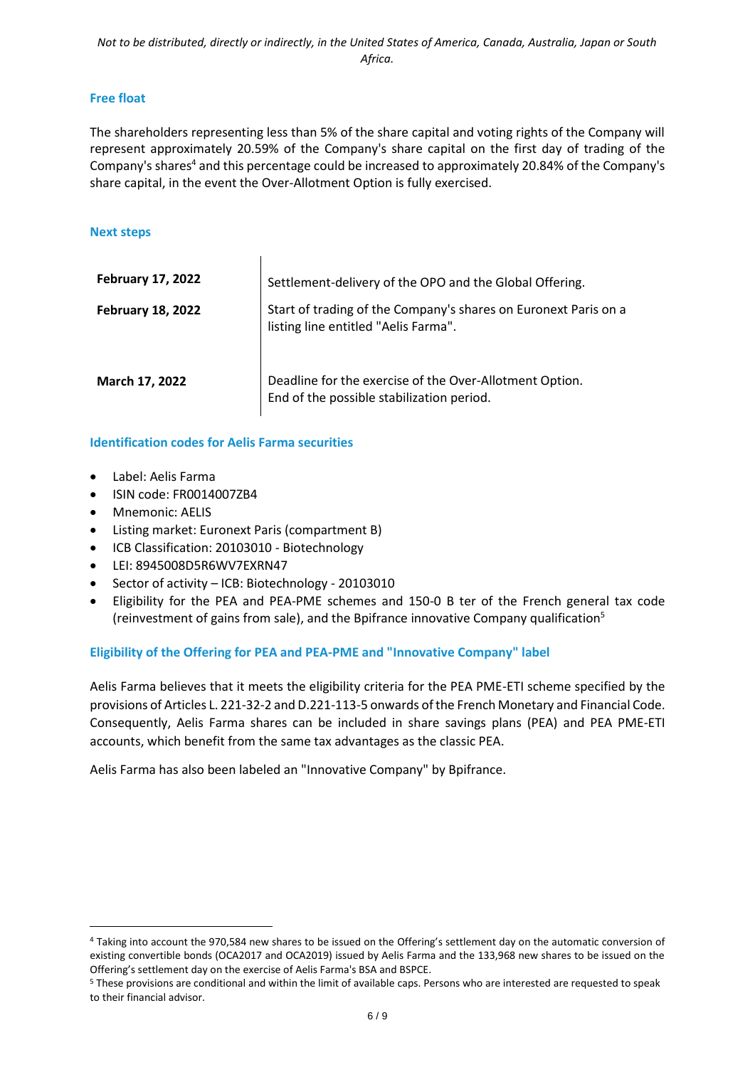*Not to be distributed, directly or indirectly, in the United States of America, Canada, Australia, Japan or South Africa.*

### Free float

The shareholders representing less than 5% of the share capital and voting rights of the Company will represent approximately 20.59% of the Company's share capital on the first day of trading of the Company's shares[4] and this percentage could be increased to approximately 20.84% of the Company's share capital, in the event the Over-Allotment Option is fully exercised.

### Next steps

| | |
|---|---|
| **February 17, 2022** | Settlement-delivery of the OPO and the Global Offering. |
| **February 18, 2022** | Start of trading of the Company's shares on Euronext Paris on a listing line entitled "Aelis Farma". |
| **March 17, 2022** | Deadline for the exercise of the Over-Allotment Option. End of the possible stabilization period. |

### Identification codes for Aelis Farma securities

- Label: Aelis Farma
- ISIN code: FR0014007ZB4
- Mnemonic: AELIS
- Listing market: Euronext Paris (compartment B)
- ICB Classification: 20103010 - Biotechnology
- LEI: 8945008D5R6WV7EXRN47
- Sector of activity – ICB: Biotechnology - 20103010
- Eligibility for the PEA and PEA-PME schemes and 150-0 B ter of the French general tax code (reinvestment of gains from sale), and the Bpifrance innovative Company qualification[5]

### Eligibility of the Offering for PEA and PEA-PME and "Innovative Company" label

Aelis Farma believes that it meets the eligibility criteria for the PEA PME-ETI scheme specified by the provisions of Articles L. 221-32-2 and D.221-113-5 onwards of the French Monetary and Financial Code. Consequently, Aelis Farma shares can be included in share savings plans (PEA) and PEA PME-ETI accounts, which benefit from the same tax advantages as the classic PEA.

Aelis Farma has also been labeled an "Innovative Company" by Bpifrance.

---

[4] Taking into account the 970,584 new shares to be issued on the Offering's settlement day on the automatic conversion of existing convertible bonds (OCA2017 and OCA2019) issued by Aelis Farma and the 133,968 new shares to be issued on the Offering's settlement day on the exercise of Aelis Farma's BSA and BSPCE.

[5] These provisions are conditional and within the limit of available caps. Persons who are interested are requested to speak to their financial advisor.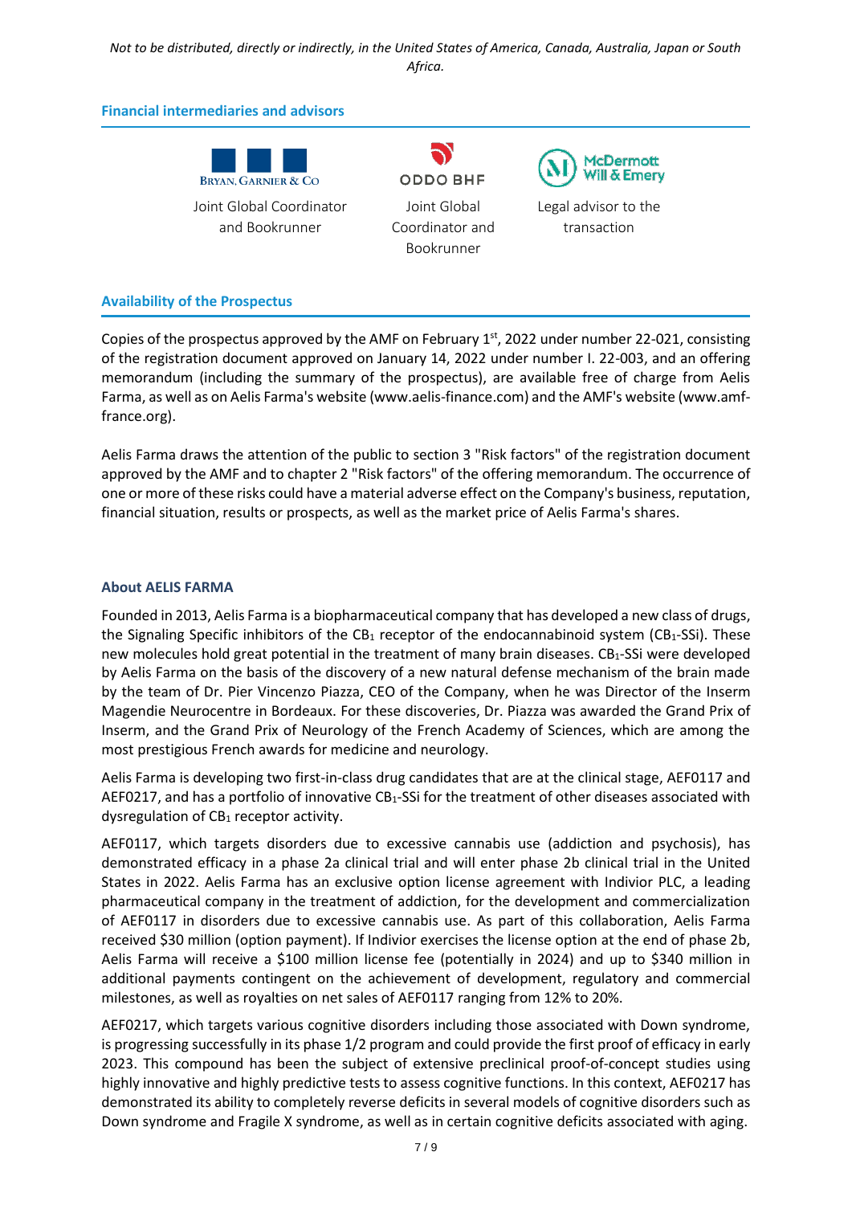*Not to be distributed, directly or indirectly, in the United States of America, Canada, Australia, Japan or South Africa.*

### Financial intermediaries and advisors

| BRYAN, GARNIER & CO | ODDO BHF | McDermott Will & Emery |
|---|---|---|
| Joint Global Coordinator and Bookrunner | Joint Global Coordinator and Bookrunner | Legal advisor to the transaction |

### Availability of the Prospectus

Copies of the prospectus approved by the AMF on February 1st, 2022 under number 22-021, consisting of the registration document approved on January 14, 2022 under number I. 22-003, and an offering memorandum (including the summary of the prospectus), are available free of charge from Aelis Farma, as well as on Aelis Farma's website (www.aelis-finance.com) and the AMF's website (www.amf-france.org).

Aelis Farma draws the attention of the public to section 3 "Risk factors" of the registration document approved by the AMF and to chapter 2 "Risk factors" of the offering memorandum. The occurrence of one or more of these risks could have a material adverse effect on the Company's business, reputation, financial situation, results or prospects, as well as the market price of Aelis Farma's shares.

### About AELIS FARMA

Founded in 2013, Aelis Farma is a biopharmaceutical company that has developed a new class of drugs, the Signaling Specific inhibitors of the $CB_1$ receptor of the endocannabinoid system ($CB_1$-SSi). These new molecules hold great potential in the treatment of many brain diseases. $CB_1$-SSi were developed by Aelis Farma on the basis of the discovery of a new natural defense mechanism of the brain made by the team of Dr. Pier Vincenzo Piazza, CEO of the Company, when he was Director of the Inserm Magendie Neurocentre in Bordeaux. For these discoveries, Dr. Piazza was awarded the Grand Prix of Inserm, and the Grand Prix of Neurology of the French Academy of Sciences, which are among the most prestigious French awards for medicine and neurology.

Aelis Farma is developing two first-in-class drug candidates that are at the clinical stage, AEF0117 and AEF0217, and has a portfolio of innovative $CB_1$-SSi for the treatment of other diseases associated with dysregulation of $CB_1$ receptor activity.

AEF0117, which targets disorders due to excessive cannabis use (addiction and psychosis), has demonstrated efficacy in a phase 2a clinical trial and will enter phase 2b clinical trial in the United States in 2022. Aelis Farma has an exclusive option license agreement with Indivior PLC, a leading pharmaceutical company in the treatment of addiction, for the development and commercialization of AEF0117 in disorders due to excessive cannabis use. As part of this collaboration, Aelis Farma received $30 million (option payment). If Indivior exercises the license option at the end of phase 2b, Aelis Farma will receive a $100 million license fee (potentially in 2024) and up to $340 million in additional payments contingent on the achievement of development, regulatory and commercial milestones, as well as royalties on net sales of AEF0117 ranging from 12% to 20%.

AEF0217, which targets various cognitive disorders including those associated with Down syndrome, is progressing successfully in its phase 1/2 program and could provide the first proof of efficacy in early 2023. This compound has been the subject of extensive preclinical proof-of-concept studies using highly innovative and highly predictive tests to assess cognitive functions. In this context, AEF0217 has demonstrated its ability to completely reverse deficits in several models of cognitive disorders such as Down syndrome and Fragile X syndrome, as well as in certain cognitive deficits associated with aging.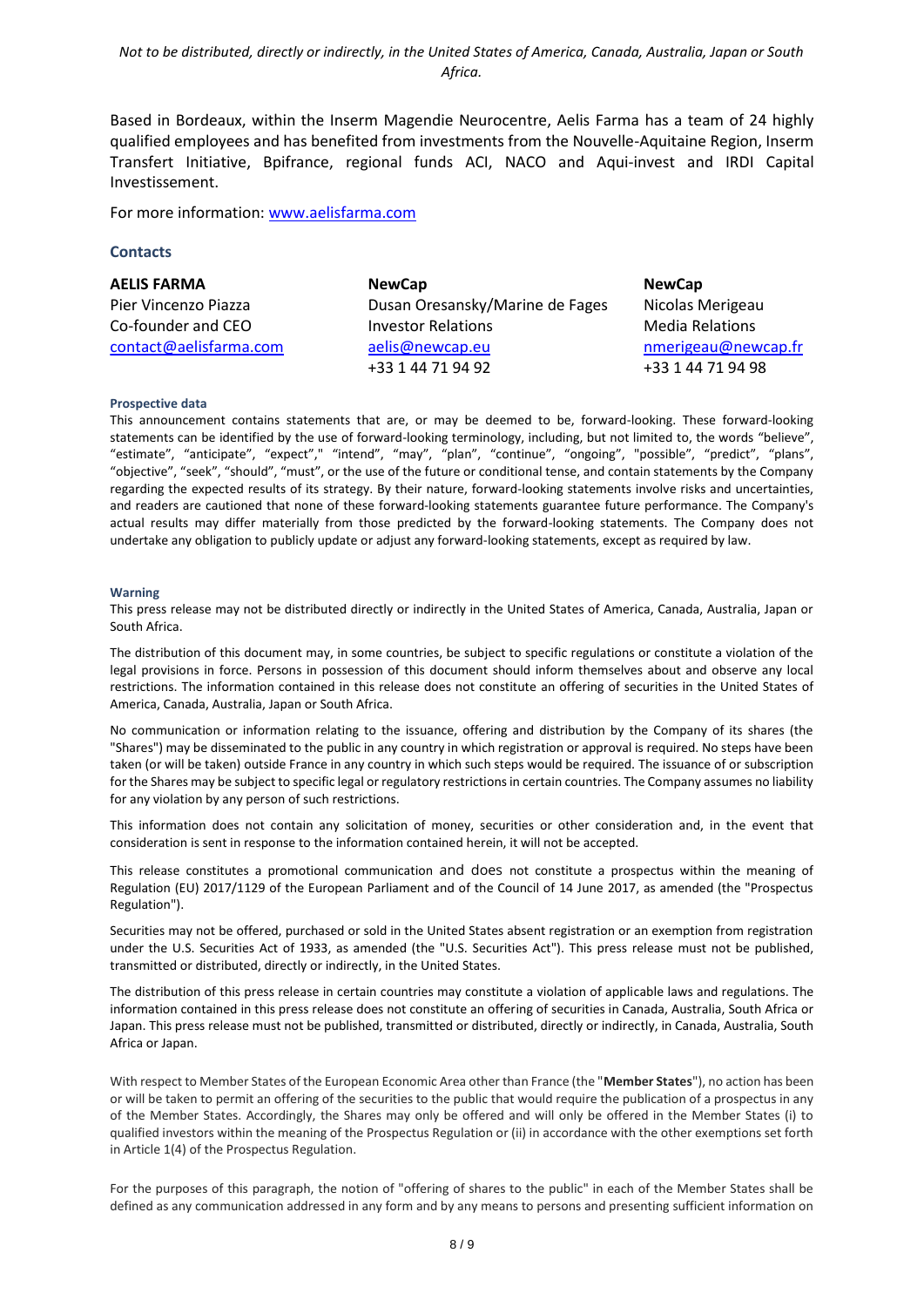*Not to be distributed, directly or indirectly, in the United States of America, Canada, Australia, Japan or South Africa.*

Based in Bordeaux, within the Inserm Magendie Neurocentre, Aelis Farma has a team of 24 highly qualified employees and has benefited from investments from the Nouvelle-Aquitaine Region, Inserm Transfert Initiative, Bpifrance, regional funds ACI, NACO and Aqui-invest and IRDI Capital Investissement.

For more information: www.aelisfarma.com

### Contacts

| **AELIS FARMA** | **NewCap** | **NewCap** |
|---|---|---|
| Pier Vincenzo Piazza | Dusan Oresansky/Marine de Fages | Nicolas Merigeau |
| Co-founder and CEO | Investor Relations | Media Relations |
| contact@aelisfarma.com | aelis@newcap.eu | nmerigeau@newcap.fr |
| | +33 1 44 71 94 92 | +33 1 44 71 94 98 |

#### Prospective data

This announcement contains statements that are, or may be deemed to be, forward-looking. These forward-looking statements can be identified by the use of forward-looking terminology, including, but not limited to, the words "believe", "estimate", "anticipate", "expect"," "intend", "may", "plan", "continue", "ongoing", "possible", "predict", "plans", "objective", "seek", "should", "must", or the use of the future or conditional tense, and contain statements by the Company regarding the expected results of its strategy. By their nature, forward-looking statements involve risks and uncertainties, and readers are cautioned that none of these forward-looking statements guarantee future performance. The Company's actual results may differ materially from those predicted by the forward-looking statements. The Company does not undertake any obligation to publicly update or adjust any forward-looking statements, except as required by law.

#### Warning

This press release may not be distributed directly or indirectly in the United States of America, Canada, Australia, Japan or South Africa.

The distribution of this document may, in some countries, be subject to specific regulations or constitute a violation of the legal provisions in force. Persons in possession of this document should inform themselves about and observe any local restrictions. The information contained in this release does not constitute an offering of securities in the United States of America, Canada, Australia, Japan or South Africa.

No communication or information relating to the issuance, offering and distribution by the Company of its shares (the "Shares") may be disseminated to the public in any country in which registration or approval is required. No steps have been taken (or will be taken) outside France in any country in which such steps would be required. The issuance of or subscription for the Shares may be subject to specific legal or regulatory restrictions in certain countries. The Company assumes no liability for any violation by any person of such restrictions.

This information does not contain any solicitation of money, securities or other consideration and, in the event that consideration is sent in response to the information contained herein, it will not be accepted.

This release constitutes a promotional communication and does not constitute a prospectus within the meaning of Regulation (EU) 2017/1129 of the European Parliament and of the Council of 14 June 2017, as amended (the "Prospectus Regulation").

Securities may not be offered, purchased or sold in the United States absent registration or an exemption from registration under the U.S. Securities Act of 1933, as amended (the "U.S. Securities Act"). This press release must not be published, transmitted or distributed, directly or indirectly, in the United States.

The distribution of this press release in certain countries may constitute a violation of applicable laws and regulations. The information contained in this press release does not constitute an offering of securities in Canada, Australia, South Africa or Japan. This press release must not be published, transmitted or distributed, directly or indirectly, in Canada, Australia, South Africa or Japan.

With respect to Member States of the European Economic Area other than France (the "**Member States**"), no action has been or will be taken to permit an offering of the securities to the public that would require the publication of a prospectus in any of the Member States. Accordingly, the Shares may only be offered and will only be offered in the Member States (i) to qualified investors within the meaning of the Prospectus Regulation or (ii) in accordance with the other exemptions set forth in Article 1(4) of the Prospectus Regulation.

For the purposes of this paragraph, the notion of "offering of shares to the public" in each of the Member States shall be defined as any communication addressed in any form and by any means to persons and presenting sufficient information on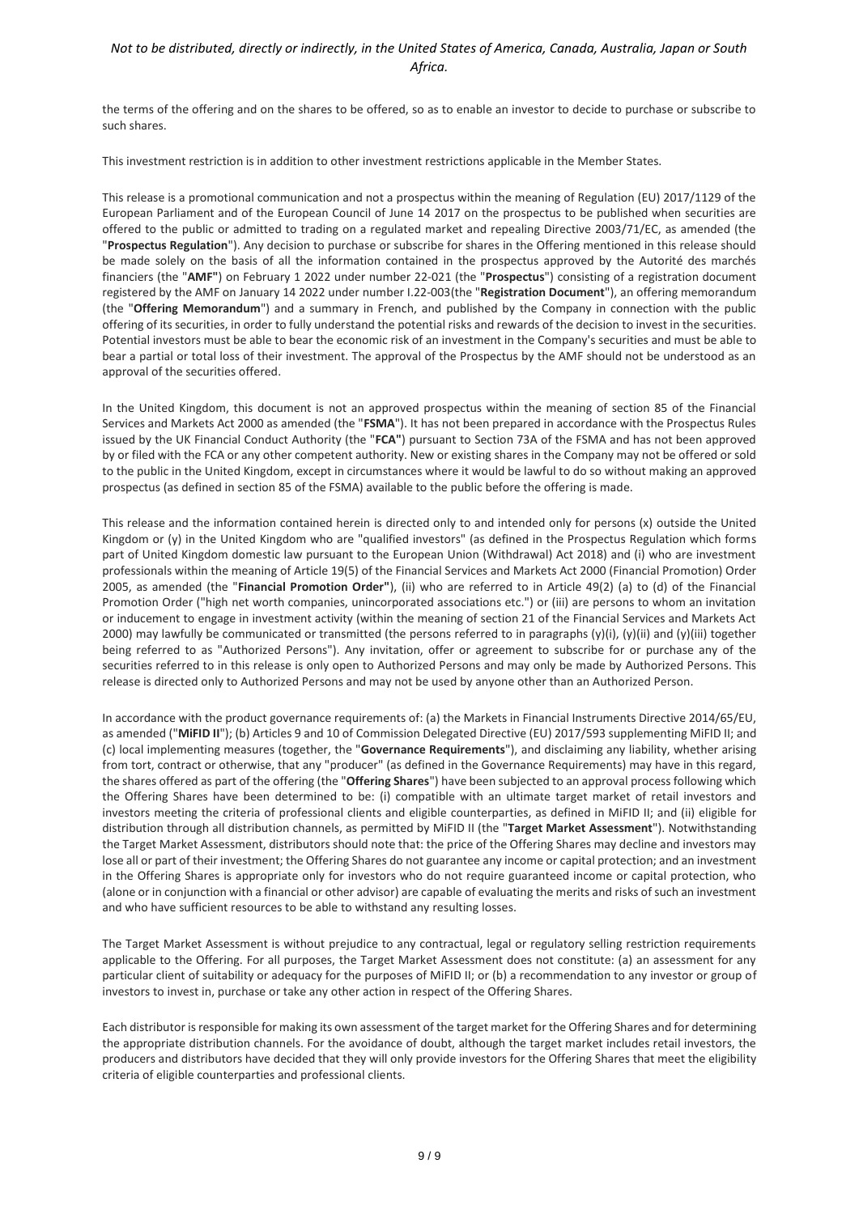the terms of the offering and on the shares to be offered, so as to enable an investor to decide to purchase or subscribe to such shares.

This investment restriction is in addition to other investment restrictions applicable in the Member States.

This release is a promotional communication and not a prospectus within the meaning of Regulation (EU) 2017/1129 of the European Parliament and of the European Council of June 14 2017 on the prospectus to be published when securities are offered to the public or admitted to trading on a regulated market and repealing Directive 2003/71/EC, as amended (the "**Prospectus Regulation**"). Any decision to purchase or subscribe for shares in the Offering mentioned in this release should be made solely on the basis of all the information contained in the prospectus approved by the Autorité des marchés financiers (the "**AMF**") on February 1 2022 under number 22-021 (the "**Prospectus**") consisting of a registration document registered by the AMF on January 14 2022 under number I.22-003(the "**Registration Document**"), an offering memorandum (the "**Offering Memorandum**") and a summary in French, and published by the Company in connection with the public offering of its securities, in order to fully understand the potential risks and rewards of the decision to invest in the securities. Potential investors must be able to bear the economic risk of an investment in the Company's securities and must be able to bear a partial or total loss of their investment. The approval of the Prospectus by the AMF should not be understood as an approval of the securities offered.

In the United Kingdom, this document is not an approved prospectus within the meaning of section 85 of the Financial Services and Markets Act 2000 as amended (the "**FSMA**"). It has not been prepared in accordance with the Prospectus Rules issued by the UK Financial Conduct Authority (the "**FCA**") pursuant to Section 73A of the FSMA and has not been approved by or filed with the FCA or any other competent authority. New or existing shares in the Company may not be offered or sold to the public in the United Kingdom, except in circumstances where it would be lawful to do so without making an approved prospectus (as defined in section 85 of the FSMA) available to the public before the offering is made.

This release and the information contained herein is directed only to and intended only for persons (x) outside the United Kingdom or (y) in the United Kingdom who are "qualified investors" (as defined in the Prospectus Regulation which forms part of United Kingdom domestic law pursuant to the European Union (Withdrawal) Act 2018) and (i) who are investment professionals within the meaning of Article 19(5) of the Financial Services and Markets Act 2000 (Financial Promotion) Order 2005, as amended (the "**Financial Promotion Order**"), (ii) who are referred to in Article 49(2) (a) to (d) of the Financial Promotion Order ("high net worth companies, unincorporated associations etc.") or (iii) are persons to whom an invitation or inducement to engage in investment activity (within the meaning of section 21 of the Financial Services and Markets Act 2000) may lawfully be communicated or transmitted (the persons referred to in paragraphs (y)(i), (y)(ii) and (y)(iii) together being referred to as "Authorized Persons"). Any invitation, offer or agreement to subscribe for or purchase any of the securities referred to in this release is only open to Authorized Persons and may only be made by Authorized Persons. This release is directed only to Authorized Persons and may not be used by anyone other than an Authorized Person.

In accordance with the product governance requirements of: (a) the Markets in Financial Instruments Directive 2014/65/EU, as amended ("**MiFID II**"); (b) Articles 9 and 10 of Commission Delegated Directive (EU) 2017/593 supplementing MiFID II; and (c) local implementing measures (together, the "**Governance Requirements**"), and disclaiming any liability, whether arising from tort, contract or otherwise, that any "producer" (as defined in the Governance Requirements) may have in this regard, the shares offered as part of the offering (the "**Offering Shares**") have been subjected to an approval process following which the Offering Shares have been determined to be: (i) compatible with an ultimate target market of retail investors and investors meeting the criteria of professional clients and eligible counterparties, as defined in MiFID II; and (ii) eligible for distribution through all distribution channels, as permitted by MiFID II (the "**Target Market Assessment**"). Notwithstanding the Target Market Assessment, distributors should note that: the price of the Offering Shares may decline and investors may lose all or part of their investment; the Offering Shares do not guarantee any income or capital protection; and an investment in the Offering Shares is appropriate only for investors who do not require guaranteed income or capital protection, who (alone or in conjunction with a financial or other advisor) are capable of evaluating the merits and risks of such an investment and who have sufficient resources to be able to withstand any resulting losses.

The Target Market Assessment is without prejudice to any contractual, legal or regulatory selling restriction requirements applicable to the Offering. For all purposes, the Target Market Assessment does not constitute: (a) an assessment for any particular client of suitability or adequacy for the purposes of MiFID II; or (b) a recommendation to any investor or group of investors to invest in, purchase or take any other action in respect of the Offering Shares.

Each distributor is responsible for making its own assessment of the target market for the Offering Shares and for determining the appropriate distribution channels. For the avoidance of doubt, although the target market includes retail investors, the producers and distributors have decided that they will only provide investors for the Offering Shares that meet the eligibility criteria of eligible counterparties and professional clients.